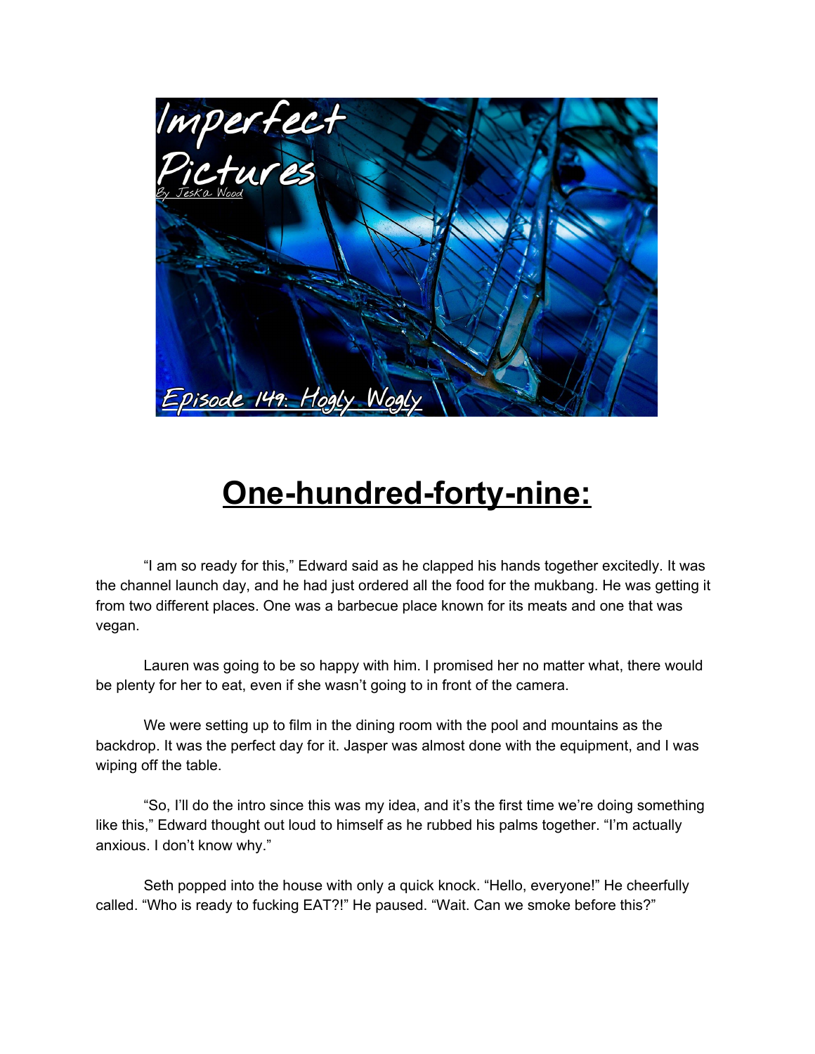# One-hundred-forty-nine:

"I am so ready for this," Edward said as he clapped his hands together excitedly. It was the channel launch day, and he had just ordered all the food for the mukbang. He was getting it from two different places. One was a barbecue place known for its meats and one that was vegan.

Lauren was going to be so happy with him. I promised her no matter what, there would be plenty for her to eat, even if she wasn't going to in front of the camera.

We were setting up to film in the dining room with the pool and mountains as the backdrop. It was the perfect day for it. Jasper was almost done with the equipment, and I was wiping off the table.

"So, I'll do the intro since this was my idea, and it's the first time we're doing something like this," Edward thought out loud to himself as he rubbed his palms together. "I'm actually anxious. I don't know why."

Seth popped into the house with only a quick knock. "Hello, everyone!" He cheerfully called. "Who is ready to fucking EAT?!" He paused. "Wait. Can we smoke before this?"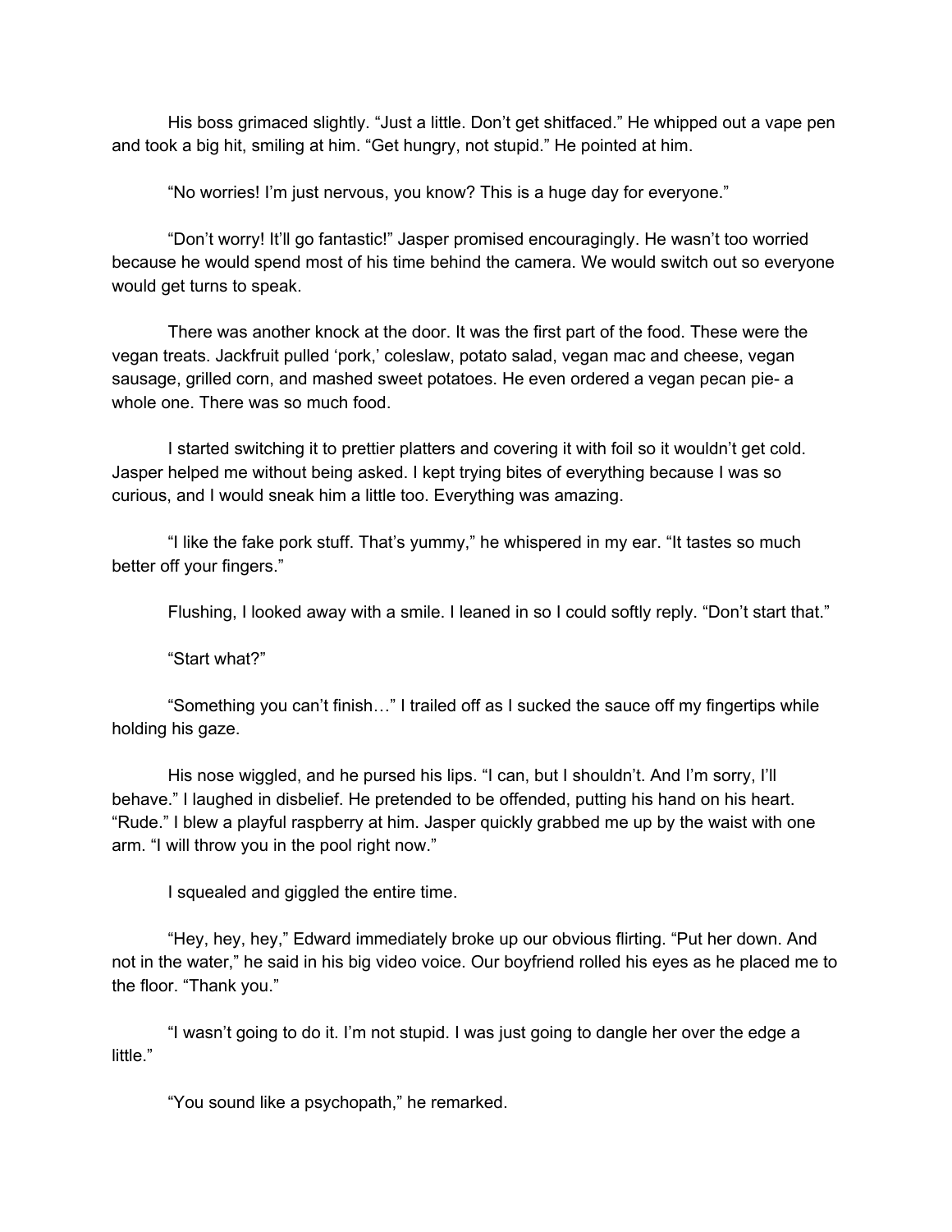His boss grimaced slightly. “Just a little. Don’t get shitfaced.” He whipped out a vape pen and took a big hit, smiling at him. “Get hungry, not stupid.” He pointed at him.

“No worries! I’m just nervous, you know? This is a huge day for everyone.”

“Don’t worry! It’ll go fantastic!” Jasper promised encouragingly. He wasn’t too worried because he would spend most of his time behind the camera. We would switch out so everyone would get turns to speak.

There was another knock at the door. It was the first part of the food. These were the vegan treats. Jackfruit pulled ‘pork,’ coleslaw, potato salad, vegan mac and cheese, vegan sausage, grilled corn, and mashed sweet potatoes. He even ordered a vegan pecan pie- a whole one. There was so much food.

I started switching it to prettier platters and covering it with foil so it wouldn’t get cold. Jasper helped me without being asked. I kept trying bites of everything because I was so curious, and I would sneak him a little too. Everything was amazing.

“I like the fake pork stuff. That’s yummy,” he whispered in my ear. “It tastes so much better off your fingers.”

Flushing, I looked away with a smile. I leaned in so I could softly reply. “Don’t start that.”

“Start what?”

“Something you can’t finish…” I trailed off as I sucked the sauce off my fingertips while holding his gaze.

His nose wiggled, and he pursed his lips. “I can, but I shouldn’t. And I’m sorry, I’ll behave.” I laughed in disbelief. He pretended to be offended, putting his hand on his heart. “Rude.” I blew a playful raspberry at him. Jasper quickly grabbed me up by the waist with one arm. “I will throw you in the pool right now.”

I squealed and giggled the entire time.

“Hey, hey, hey,” Edward immediately broke up our obvious flirting. “Put her down. And not in the water,” he said in his big video voice. Our boyfriend rolled his eyes as he placed me to the floor. “Thank you.”

“I wasn’t going to do it. I’m not stupid. I was just going to dangle her over the edge a little.”

“You sound like a psychopath,” he remarked.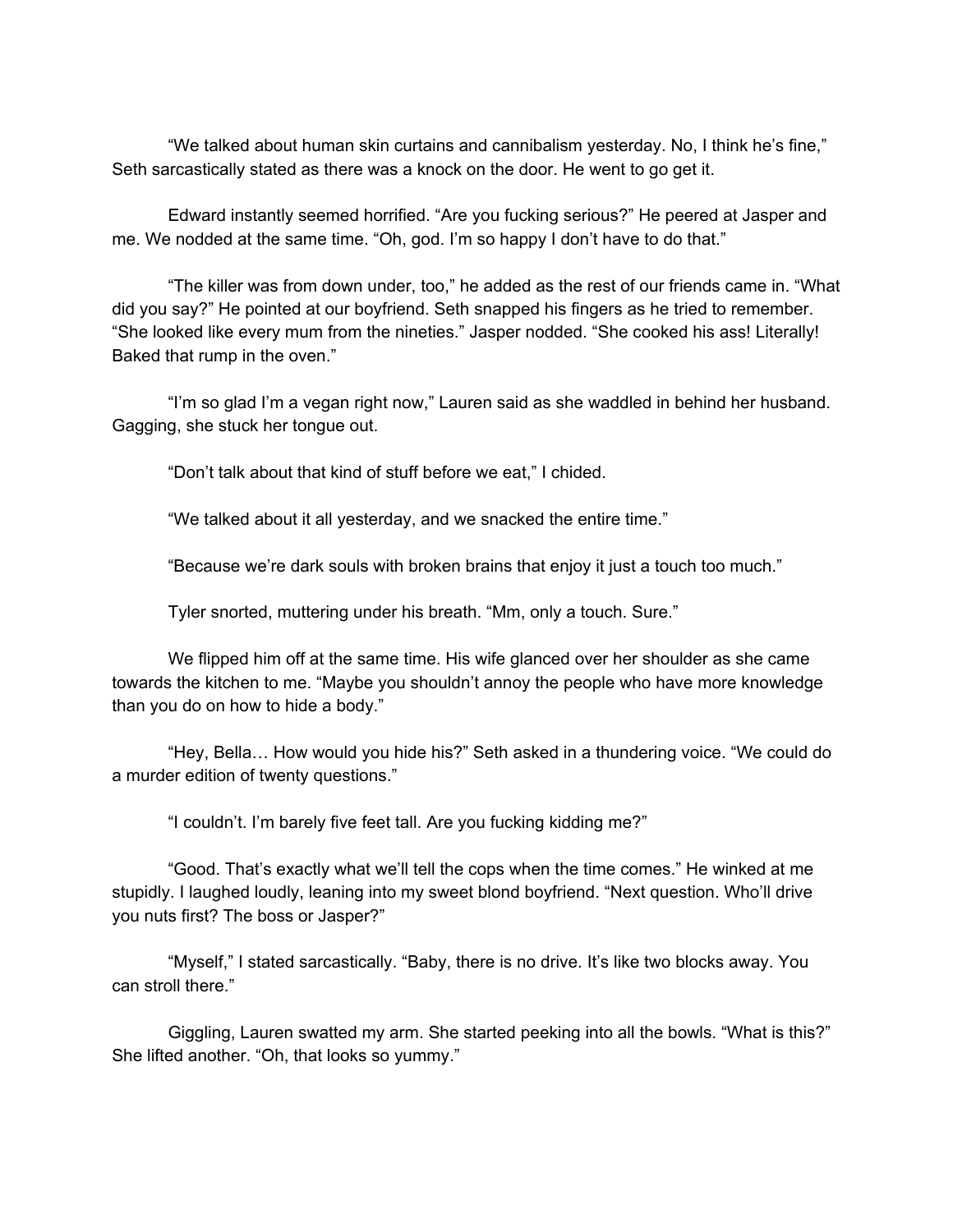"We talked about human skin curtains and cannibalism yesterday. No, I think he's fine," Seth sarcastically stated as there was a knock on the door. He went to go get it.

Edward instantly seemed horrified. "Are you fucking serious?" He peered at Jasper and me. We nodded at the same time. "Oh, god. I'm so happy I don't have to do that."

"The killer was from down under, too," he added as the rest of our friends came in. "What did you say?" He pointed at our boyfriend. Seth snapped his fingers as he tried to remember. "She looked like every mum from the nineties." Jasper nodded. "She cooked his ass! Literally! Baked that rump in the oven."

"I'm so glad I'm a vegan right now," Lauren said as she waddled in behind her husband. Gagging, she stuck her tongue out.

"Don't talk about that kind of stuff before we eat," I chided.

"We talked about it all yesterday, and we snacked the entire time."

"Because we're dark souls with broken brains that enjoy it just a touch too much."

Tyler snorted, muttering under his breath. "Mm, only a touch. Sure."

We flipped him off at the same time. His wife glanced over her shoulder as she came towards the kitchen to me. "Maybe you shouldn't annoy the people who have more knowledge than you do on how to hide a body."

"Hey, Bella… How would you hide his?" Seth asked in a thundering voice. "We could do a murder edition of twenty questions."

"I couldn't. I'm barely five feet tall. Are you fucking kidding me?"

"Good. That's exactly what we'll tell the cops when the time comes." He winked at me stupidly. I laughed loudly, leaning into my sweet blond boyfriend. "Next question. Who'll drive you nuts first? The boss or Jasper?"

"Myself," I stated sarcastically. "Baby, there is no drive. It's like two blocks away. You can stroll there."

Giggling, Lauren swatted my arm. She started peeking into all the bowls. "What is this?" She lifted another. "Oh, that looks so yummy."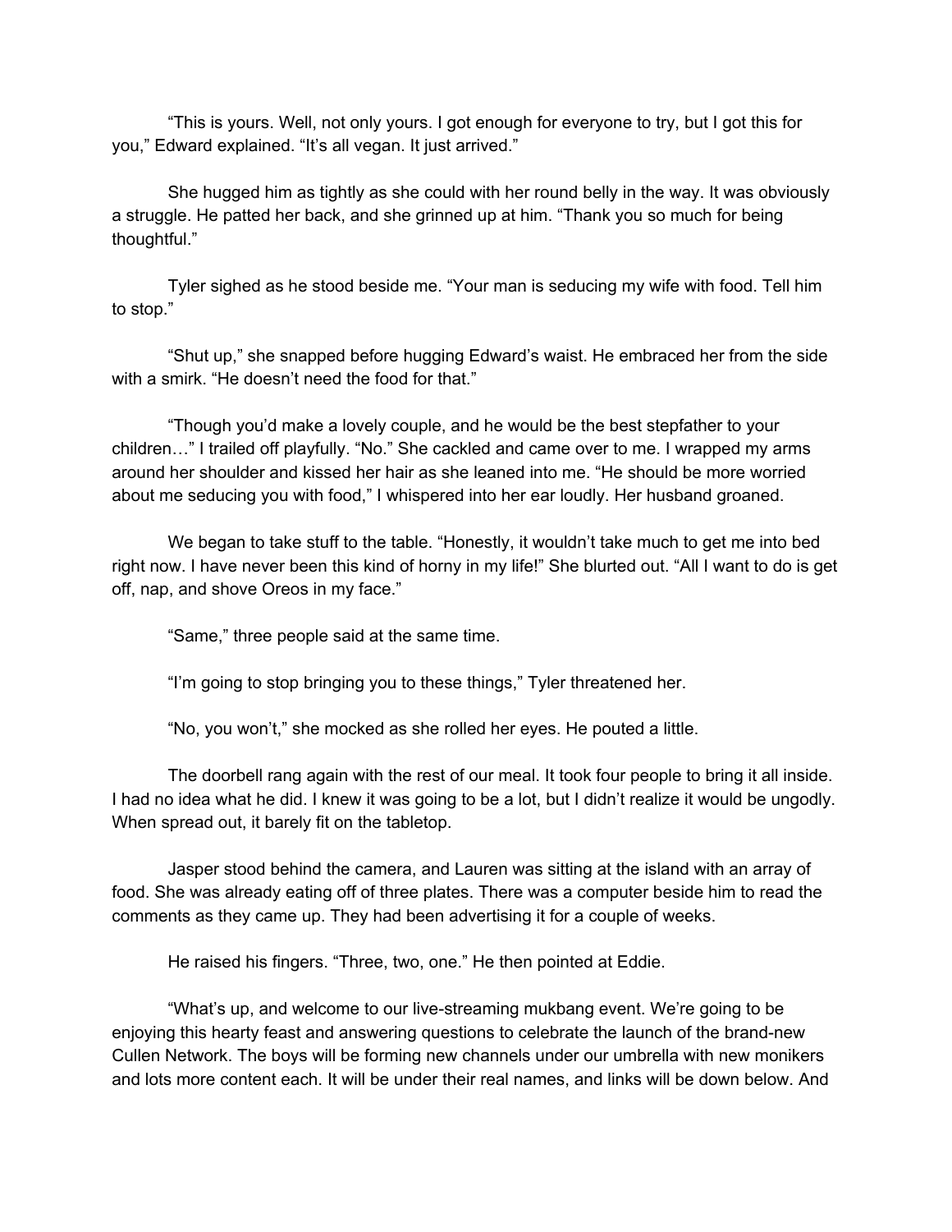"This is yours. Well, not only yours. I got enough for everyone to try, but I got this for you," Edward explained. "It's all vegan. It just arrived."

She hugged him as tightly as she could with her round belly in the way. It was obviously a struggle. He patted her back, and she grinned up at him. "Thank you so much for being thoughtful."

Tyler sighed as he stood beside me. "Your man is seducing my wife with food. Tell him to stop."

"Shut up," she snapped before hugging Edward's waist. He embraced her from the side with a smirk. "He doesn't need the food for that."

"Though you'd make a lovely couple, and he would be the best stepfather to your children…" I trailed off playfully. "No." She cackled and came over to me. I wrapped my arms around her shoulder and kissed her hair as she leaned into me. "He should be more worried about me seducing you with food," I whispered into her ear loudly. Her husband groaned.

We began to take stuff to the table. "Honestly, it wouldn't take much to get me into bed right now. I have never been this kind of horny in my life!" She blurted out. "All I want to do is get off, nap, and shove Oreos in my face."

"Same," three people said at the same time.

"I'm going to stop bringing you to these things," Tyler threatened her.

"No, you won't," she mocked as she rolled her eyes. He pouted a little.

The doorbell rang again with the rest of our meal. It took four people to bring it all inside. I had no idea what he did. I knew it was going to be a lot, but I didn't realize it would be ungodly. When spread out, it barely fit on the tabletop.

Jasper stood behind the camera, and Lauren was sitting at the island with an array of food. She was already eating off of three plates. There was a computer beside him to read the comments as they came up. They had been advertising it for a couple of weeks.

He raised his fingers. "Three, two, one." He then pointed at Eddie.

"What's up, and welcome to our live-streaming mukbang event. We're going to be enjoying this hearty feast and answering questions to celebrate the launch of the brand-new Cullen Network. The boys will be forming new channels under our umbrella with new monikers and lots more content each. It will be under their real names, and links will be down below. And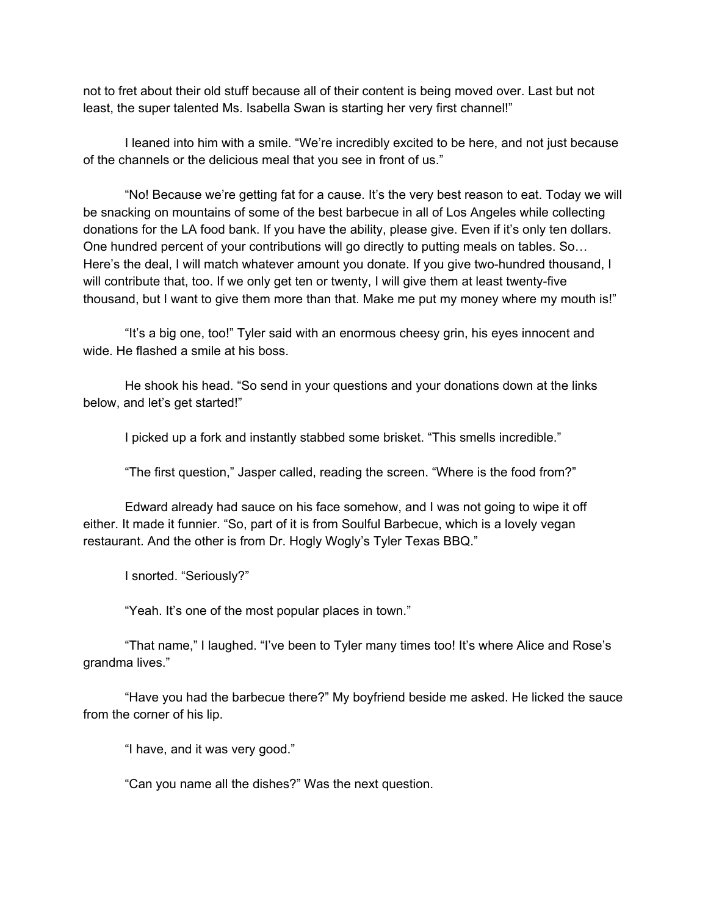not to fret about their old stuff because all of their content is being moved over. Last but not least, the super talented Ms. Isabella Swan is starting her very first channel!"

I leaned into him with a smile. "We're incredibly excited to be here, and not just because of the channels or the delicious meal that you see in front of us."

"No! Because we're getting fat for a cause. It's the very best reason to eat. Today we will be snacking on mountains of some of the best barbecue in all of Los Angeles while collecting donations for the LA food bank. If you have the ability, please give. Even if it's only ten dollars. One hundred percent of your contributions will go directly to putting meals on tables. So… Here's the deal, I will match whatever amount you donate. If you give two-hundred thousand, I will contribute that, too. If we only get ten or twenty, I will give them at least twenty-five thousand, but I want to give them more than that. Make me put my money where my mouth is!"

"It's a big one, too!" Tyler said with an enormous cheesy grin, his eyes innocent and wide. He flashed a smile at his boss.

He shook his head. "So send in your questions and your donations down at the links below, and let's get started!"

I picked up a fork and instantly stabbed some brisket. "This smells incredible."

"The first question," Jasper called, reading the screen. "Where is the food from?"

Edward already had sauce on his face somehow, and I was not going to wipe it off either. It made it funnier. "So, part of it is from Soulful Barbecue, which is a lovely vegan restaurant. And the other is from Dr. Hogly Wogly's Tyler Texas BBQ."

I snorted. "Seriously?"

"Yeah. It's one of the most popular places in town."

"That name," I laughed. "I've been to Tyler many times too! It's where Alice and Rose's grandma lives."

"Have you had the barbecue there?" My boyfriend beside me asked. He licked the sauce from the corner of his lip.

"I have, and it was very good."

"Can you name all the dishes?" Was the next question.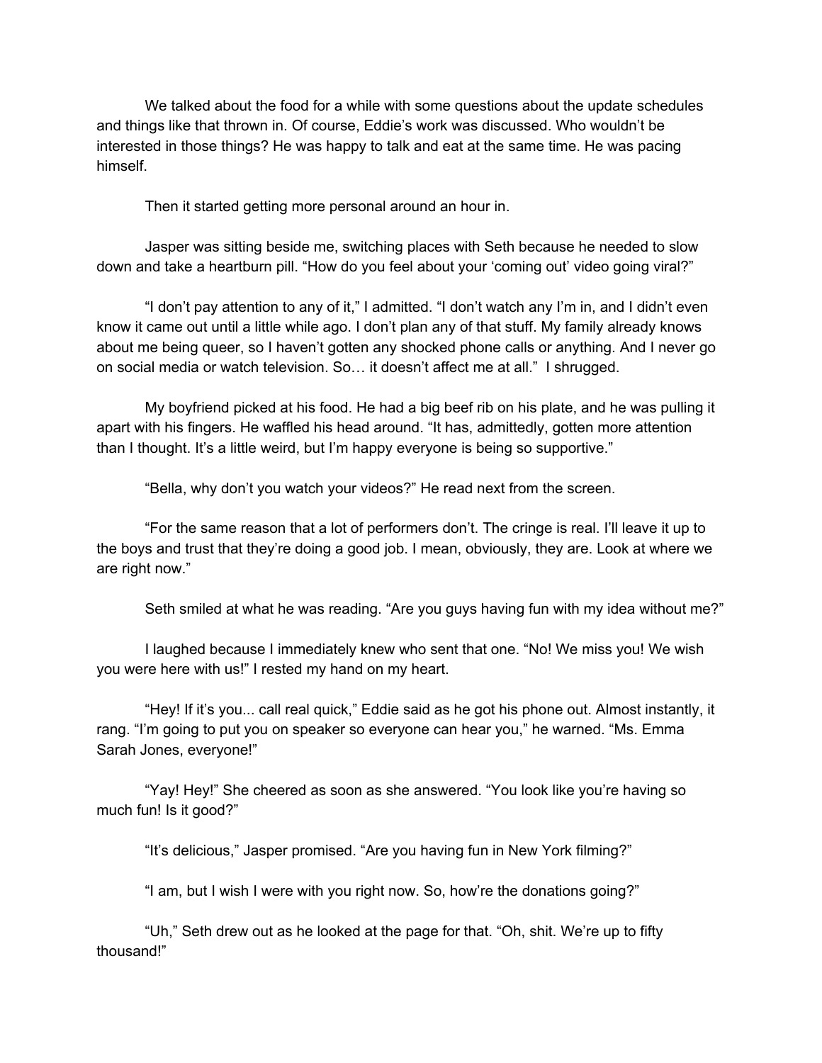We talked about the food for a while with some questions about the update schedules and things like that thrown in. Of course, Eddie's work was discussed. Who wouldn't be interested in those things? He was happy to talk and eat at the same time. He was pacing himself.

Then it started getting more personal around an hour in.

Jasper was sitting beside me, switching places with Seth because he needed to slow down and take a heartburn pill. "How do you feel about your 'coming out' video going viral?"

"I don't pay attention to any of it," I admitted. "I don't watch any I'm in, and I didn't even know it came out until a little while ago. I don't plan any of that stuff. My family already knows about me being queer, so I haven't gotten any shocked phone calls or anything. And I never go on social media or watch television. So… it doesn't affect me at all." I shrugged.

My boyfriend picked at his food. He had a big beef rib on his plate, and he was pulling it apart with his fingers. He waffled his head around. "It has, admittedly, gotten more attention than I thought. It's a little weird, but I'm happy everyone is being so supportive."

"Bella, why don't you watch your videos?" He read next from the screen.

"For the same reason that a lot of performers don't. The cringe is real. I'll leave it up to the boys and trust that they're doing a good job. I mean, obviously, they are. Look at where we are right now."

Seth smiled at what he was reading. "Are you guys having fun with my idea without me?"

I laughed because I immediately knew who sent that one. "No! We miss you! We wish you were here with us!" I rested my hand on my heart.

"Hey! If it's you... call real quick," Eddie said as he got his phone out. Almost instantly, it rang. "I'm going to put you on speaker so everyone can hear you," he warned. "Ms. Emma Sarah Jones, everyone!"

"Yay! Hey!" She cheered as soon as she answered. "You look like you're having so much fun! Is it good?"

"It's delicious," Jasper promised. "Are you having fun in New York filming?"

"I am, but I wish I were with you right now. So, how're the donations going?"

"Uh," Seth drew out as he looked at the page for that. "Oh, shit. We're up to fifty thousand!"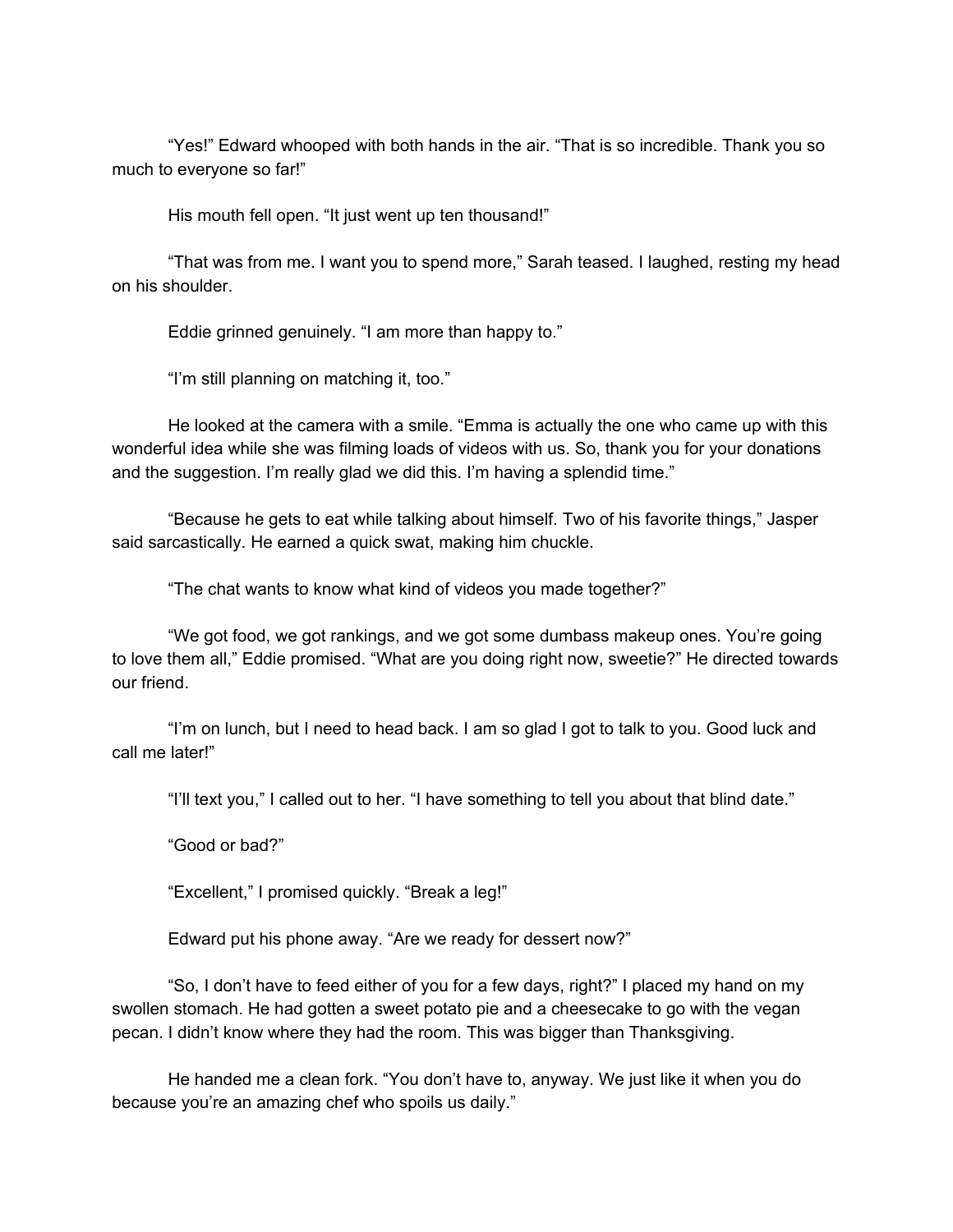"Yes!" Edward whooped with both hands in the air. "That is so incredible. Thank you so much to everyone so far!"

His mouth fell open. "It just went up ten thousand!"

"That was from me. I want you to spend more," Sarah teased. I laughed, resting my head on his shoulder.

Eddie grinned genuinely. "I am more than happy to."

"I'm still planning on matching it, too."

He looked at the camera with a smile. "Emma is actually the one who came up with this wonderful idea while she was filming loads of videos with us. So, thank you for your donations and the suggestion. I'm really glad we did this. I'm having a splendid time."

"Because he gets to eat while talking about himself. Two of his favorite things," Jasper said sarcastically. He earned a quick swat, making him chuckle.

"The chat wants to know what kind of videos you made together?"

"We got food, we got rankings, and we got some dumbass makeup ones. You're going to love them all," Eddie promised. "What are you doing right now, sweetie?" He directed towards our friend.

"I'm on lunch, but I need to head back. I am so glad I got to talk to you. Good luck and call me later!"

"I'll text you," I called out to her. "I have something to tell you about that blind date."

"Good or bad?"

"Excellent," I promised quickly. "Break a leg!"

Edward put his phone away. "Are we ready for dessert now?"

"So, I don't have to feed either of you for a few days, right?" I placed my hand on my swollen stomach. He had gotten a sweet potato pie and a cheesecake to go with the vegan pecan. I didn't know where they had the room. This was bigger than Thanksgiving.

He handed me a clean fork. "You don't have to, anyway. We just like it when you do because you're an amazing chef who spoils us daily."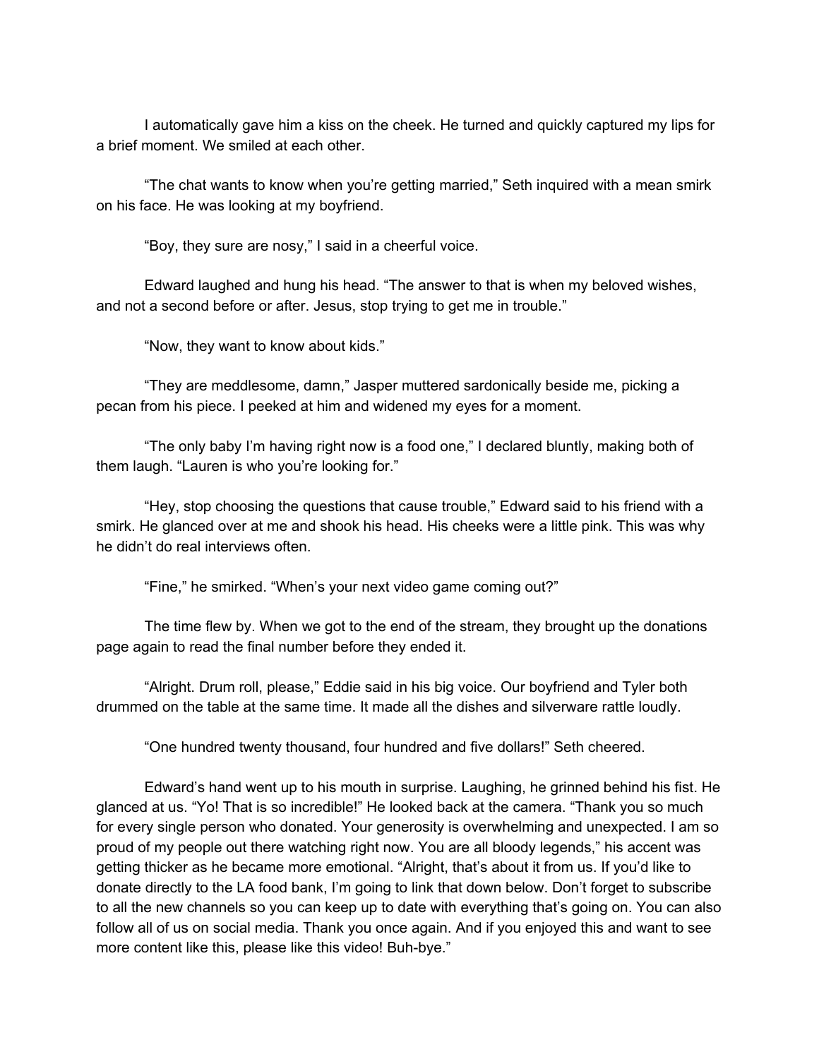I automatically gave him a kiss on the cheek. He turned and quickly captured my lips for a brief moment. We smiled at each other.

"The chat wants to know when you're getting married," Seth inquired with a mean smirk on his face. He was looking at my boyfriend.

"Boy, they sure are nosy," I said in a cheerful voice.

Edward laughed and hung his head. "The answer to that is when my beloved wishes, and not a second before or after. Jesus, stop trying to get me in trouble."

"Now, they want to know about kids."

"They are meddlesome, damn," Jasper muttered sardonically beside me, picking a pecan from his piece. I peeked at him and widened my eyes for a moment.

"The only baby I'm having right now is a food one," I declared bluntly, making both of them laugh. "Lauren is who you're looking for."

"Hey, stop choosing the questions that cause trouble," Edward said to his friend with a smirk. He glanced over at me and shook his head. His cheeks were a little pink. This was why he didn't do real interviews often.

"Fine," he smirked. "When's your next video game coming out?"

The time flew by. When we got to the end of the stream, they brought up the donations page again to read the final number before they ended it.

"Alright. Drum roll, please," Eddie said in his big voice. Our boyfriend and Tyler both drummed on the table at the same time. It made all the dishes and silverware rattle loudly.

"One hundred twenty thousand, four hundred and five dollars!" Seth cheered.

Edward's hand went up to his mouth in surprise. Laughing, he grinned behind his fist. He glanced at us. "Yo! That is so incredible!" He looked back at the camera. "Thank you so much for every single person who donated. Your generosity is overwhelming and unexpected. I am so proud of my people out there watching right now. You are all bloody legends," his accent was getting thicker as he became more emotional. "Alright, that's about it from us. If you'd like to donate directly to the LA food bank, I'm going to link that down below. Don't forget to subscribe to all the new channels so you can keep up to date with everything that's going on. You can also follow all of us on social media. Thank you once again. And if you enjoyed this and want to see more content like this, please like this video! Buh-bye."